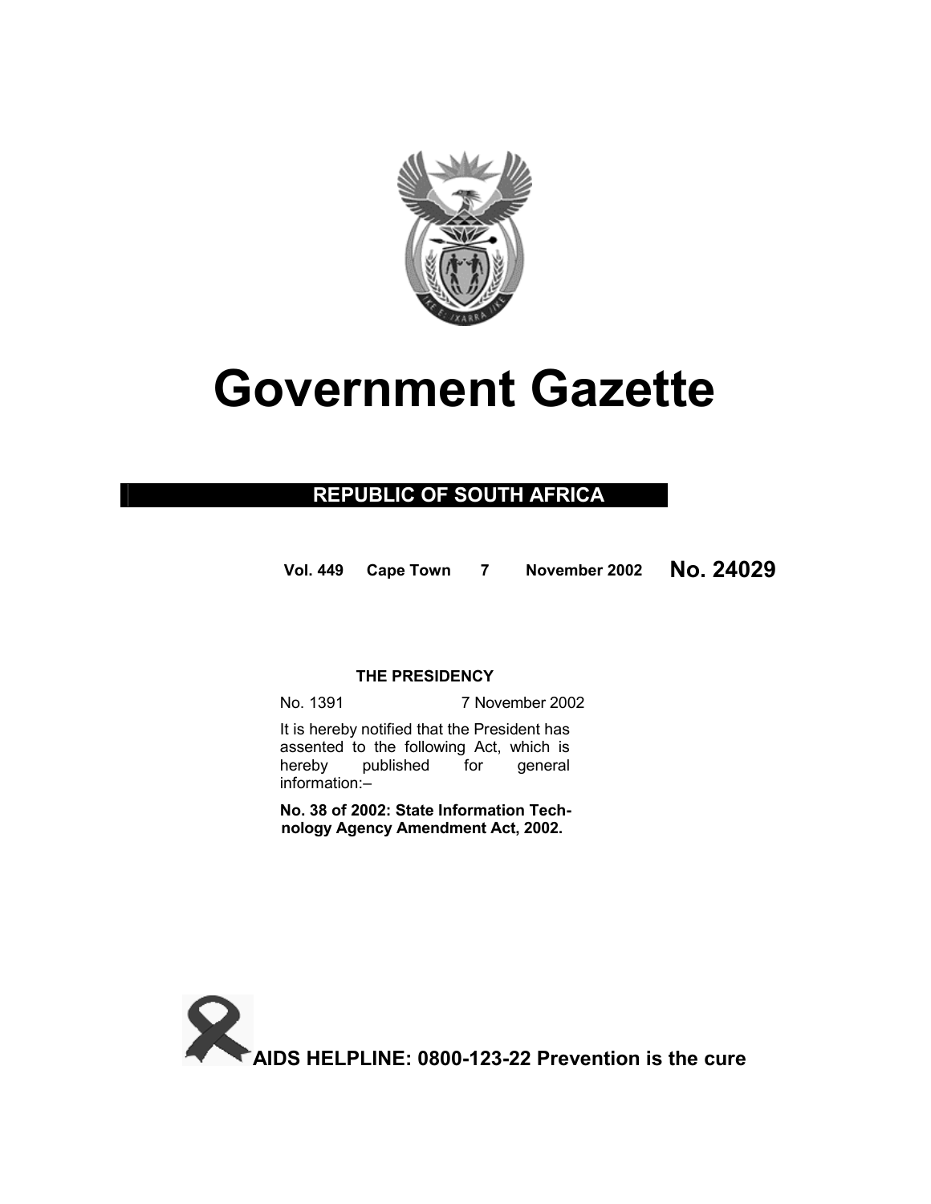# Government Gazette

## REPUBLIC OF SOUTH AFRICA

**Vol. 449 Cape Town 7 November 2002 No. 24029**

**THE PRESIDENCY**

No. 1391 7 November 2002

It is hereby notified that the President has assented to the following Act, which is hereby published for general information:–

**No. 38 of 2002: State Information Technology Agency Amendment Act, 2002.**

**AIDS HELPLINE: 0800-123-22 Prevention is the cure**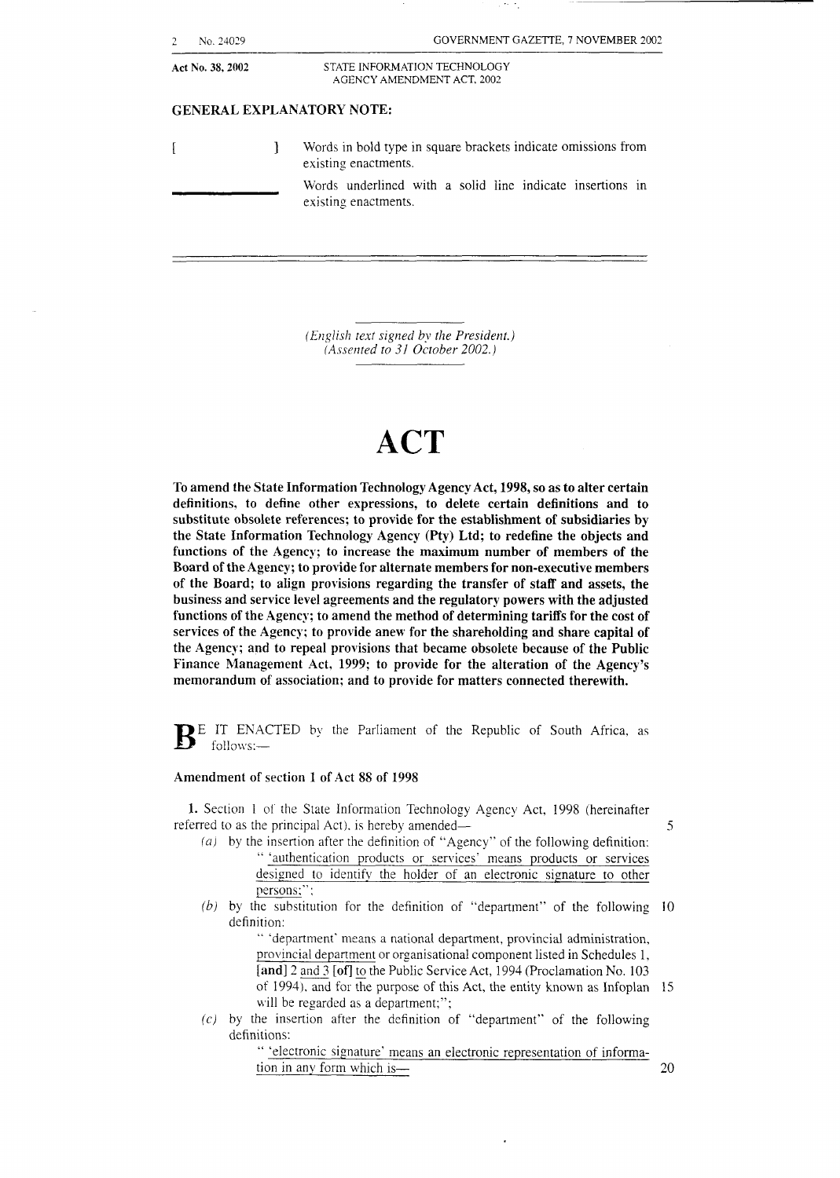Act No. 38, 2002 STATE INFORMATION TECHNOLOGY AGENCY AMENDMENT ACT, 2002

**GENERAL EXPLANATORY NOTE:**

| | |
|---|---|
| [ ] | Words in bold type in square brackets indicate omissions from existing enactments. |
| ______ | Words underlined with a solid line indicate insertions in existing enactments. |

*(English text signed by the President.)*
*(Assented to 31 October 2002.)*

# ACT

**To amend the State Information Technology Agency Act, 1998, so as to alter certain definitions, to define other expressions, to delete certain definitions and to substitute obsolete references; to provide for the establishment of subsidiaries by the State Information Technology Agency (Pty) Ltd; to redefine the objects and functions of the Agency; to increase the maximum number of members of the Board of the Agency; to provide for alternate members for non-executive members of the Board; to align provisions regarding the transfer of staff and assets, the business and service level agreements and the regulatory powers with the adjusted functions of the Agency; to amend the method of determining tariffs for the cost of services of the Agency; to provide anew for the shareholding and share capital of the Agency; and to repeal provisions that became obsolete because of the Public Finance Management Act, 1999; to provide for the alteration of the Agency's memorandum of association; and to provide for matters connected therewith.**

BE IT ENACTED by the Parliament of the Republic of South Africa, as follows:—

**Amendment of section 1 of Act 88 of 1998**

**1.** Section 1 of the State Information Technology Agency Act, 1998 (hereinafter referred to as the principal Act), is hereby amended—

*(a)* by the insertion after the definition of "Agency" of the following definition:

" <u>'authentication products or services' means products or services designed to identify the holder of an electronic signature to other persons;</u>";

*(b)* by the substitution for the definition of "department" of the following definition:

" 'department' means a national department, provincial administration, <u>provincial department</u> or organisational component listed in Schedules 1, **[and]** 2 <u>and 3</u> **[of]** <u>to</u> the Public Service Act, 1994 (Proclamation No. 103 of 1994), and for the purpose of this Act, the entity known as Infoplan will be regarded as a department;";

*(c)* by the insertion after the definition of "department" of the following definitions:

" <u>'electronic signature' means an electronic representation of information in any form which is—</u>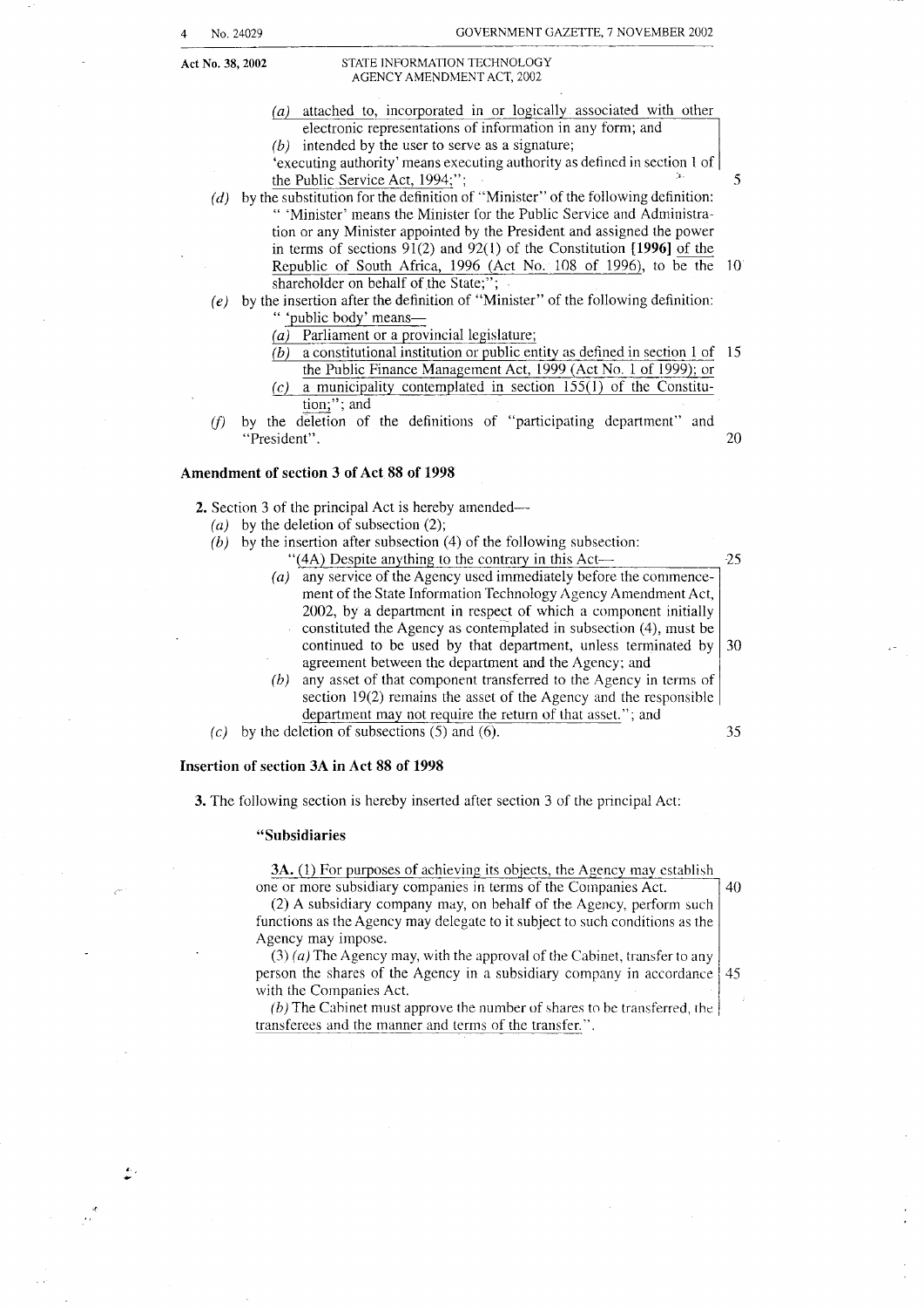(a) attached to, incorporated in or logically associated with other electronic representations of information in any form; and

(b) intended by the user to serve as a signature;

'executing authority' means executing authority as defined in section 1 of the Public Service Act, 1994;";

(d) by the substitution for the definition of "Minister" of the following definition:

" 'Minister' means the Minister for the Public Service and Administration or any Minister appointed by the President and assigned the power in terms of sections 91(2) and 92(1) of the Constitution **[1996]** of the Republic of South Africa, 1996 (Act No. 108 of 1996), to be the shareholder on behalf of the State;";

(e) by the insertion after the definition of "Minister" of the following definition:

" 'public body' means—

(a) Parliament or a provincial legislature;

(b) a constitutional institution or public entity as defined in section 1 of the Public Finance Management Act, 1999 (Act No. 1 of 1999); or

(c) a municipality contemplated in section 155(1) of the Constitution;"; and

(f) by the deletion of the definitions of "participating department" and "President".

### Amendment of section 3 of Act 88 of 1998

**2.** Section 3 of the principal Act is hereby amended—

(a) by the deletion of subsection (2);

(b) by the insertion after subsection (4) of the following subsection:

"(4A) Despite anything to the contrary in this Act—

(a) any service of the Agency used immediately before the commencement of the State Information Technology Agency Amendment Act, 2002, by a department in respect of which a component initially constituted the Agency as contemplated in subsection (4), must be continued to be used by that department, unless terminated by agreement between the department and the Agency; and

(b) any asset of that component transferred to the Agency in terms of section 19(2) remains the asset of the Agency and the responsible department may not require the return of that asset."; and

(c) by the deletion of subsections (5) and (6).

### Insertion of section 3A in Act 88 of 1998

**3.** The following section is hereby inserted after section 3 of the principal Act:

**"Subsidiaries**

3A. (1) For purposes of achieving its objects, the Agency may establish one or more subsidiary companies in terms of the Companies Act.

(2) A subsidiary company may, on behalf of the Agency, perform such functions as the Agency may delegate to it subject to such conditions as the Agency may impose.

(3) (a) The Agency may, with the approval of the Cabinet, transfer to any person the shares of the Agency in a subsidiary company in accordance with the Companies Act.

(b) The Cabinet must approve the number of shares to be transferred, the transferees and the manner and terms of the transfer.".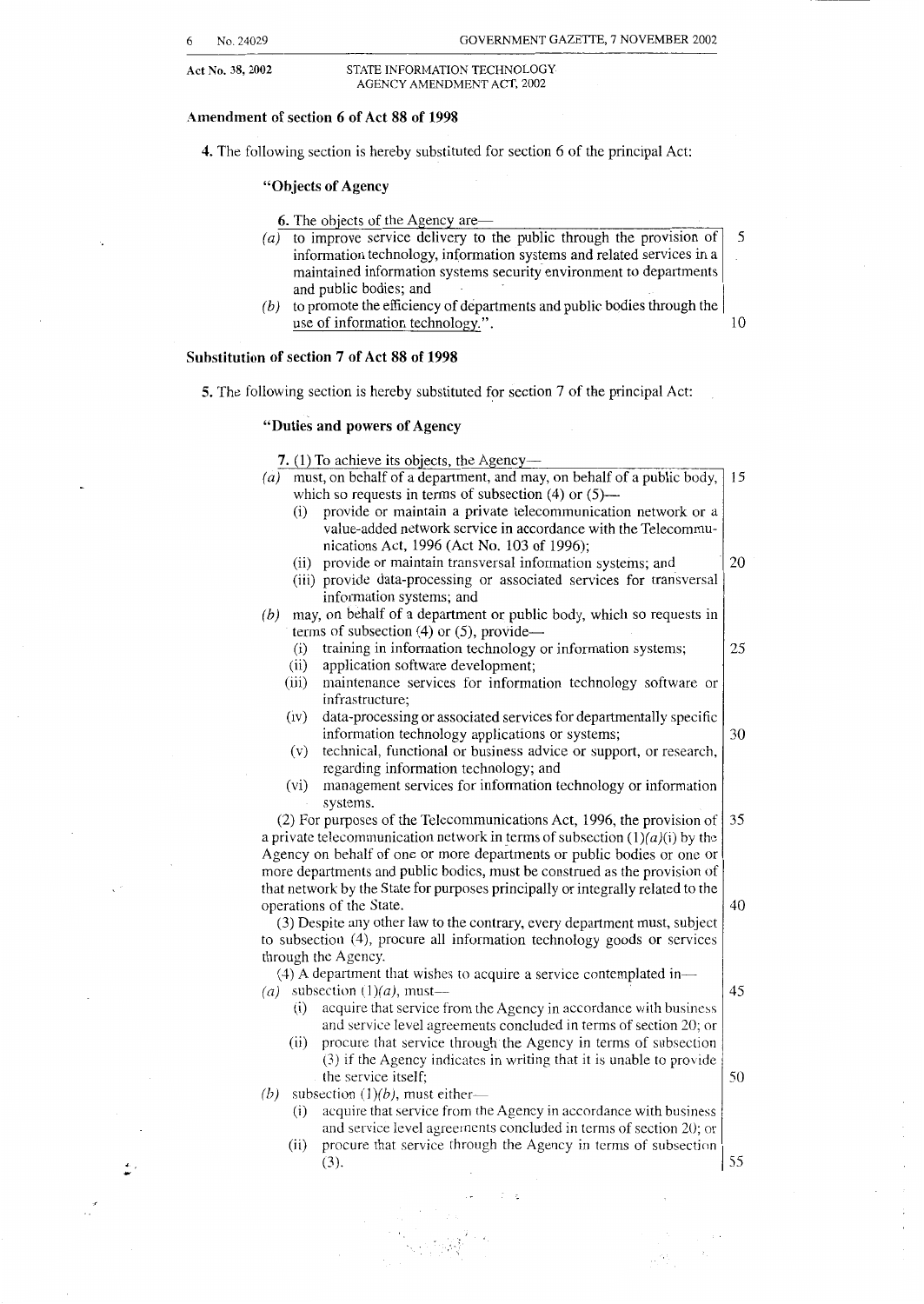**Amendment of section 6 of Act 88 of 1998**

**4.** The following section is hereby substituted for section 6 of the principal Act:

**"Objects of Agency**

**6.** The objects of the Agency are—

(*a*) to improve service delivery to the public through the provision of information technology, information systems and related services in a maintained information systems security environment to departments and public bodies; and

(*b*) to promote the efficiency of departments and public bodies through the use of information technology.".

**Substitution of section 7 of Act 88 of 1998**

**5.** The following section is hereby substituted for section 7 of the principal Act:

**"Duties and powers of Agency**

**7.** (1) To achieve its objects, the Agency—

(*a*) must, on behalf of a department, and may, on behalf of a public body, which so requests in terms of subsection (4) or (5)—

(i) provide or maintain a private telecommunication network or a value-added network service in accordance with the Telecommunications Act, 1996 (Act No. 103 of 1996);

(ii) provide or maintain transversal information systems; and

(iii) provide data-processing or associated services for transversal information systems; and

(*b*) may, on behalf of a department or public body, which so requests in terms of subsection (4) or (5), provide—

(i) training in information technology or information systems;

(ii) application software development;

(iii) maintenance services for information technology software or infrastructure;

(iv) data-processing or associated services for departmentally specific information technology applications or systems;

(v) technical, functional or business advice or support, or research, regarding information technology; and

(vi) management services for information technology or information systems.

(2) For purposes of the Telecommunications Act, 1996, the provision of a private telecommunication network in terms of subsection (1)(*a*)(i) by the Agency on behalf of one or more departments or public bodies or one or more departments and public bodies, must be construed as the provision of that network by the State for purposes principally or integrally related to the operations of the State.

(3) Despite any other law to the contrary, every department must, subject to subsection (4), procure all information technology goods or services through the Agency.

(4) A department that wishes to acquire a service contemplated in—

(*a*) subsection (1)(*a*), must—

(i) acquire that service from the Agency in accordance with business and service level agreements concluded in terms of section 20; or

(ii) procure that service through the Agency in terms of subsection (3) if the Agency indicates in writing that it is unable to provide the service itself;

(*b*) subsection (1)(*b*), must either—

(i) acquire that service from the Agency in accordance with business and service level agreements concluded in terms of section 20; or

(ii) procure that service through the Agency in terms of subsection (3).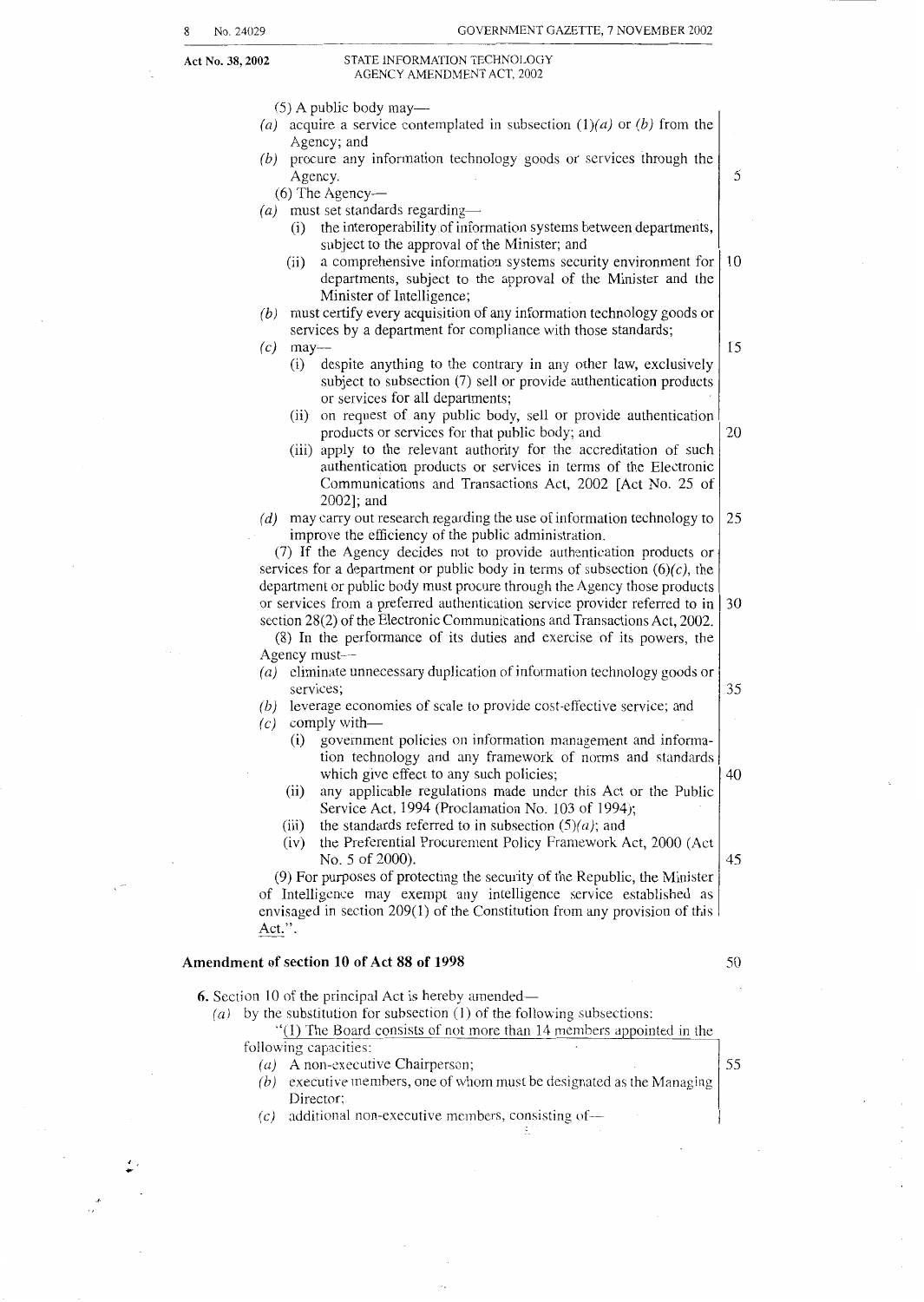(5) A public body may—

*(a)* acquire a service contemplated in subsection (1)*(a)* or *(b)* from the Agency; and

*(b)* procure any information technology goods or services through the Agency.

(6) The Agency—

*(a)* must set standards regarding—

(i) the interoperability of information systems between departments, subject to the approval of the Minister; and

(ii) a comprehensive information systems security environment for departments, subject to the approval of the Minister and the Minister of Intelligence;

*(b)* must certify every acquisition of any information technology goods or services by a department for compliance with those standards;

*(c)* may—

(i) despite anything to the contrary in any other law, exclusively subject to subsection (7) sell or provide authentication products or services for all departments;

(ii) on request of any public body, sell or provide authentication products or services for that public body; and

(iii) apply to the relevant authority for the accreditation of such authentication products or services in terms of the Electronic Communications and Transactions Act, 2002 [Act No. 25 of 2002]; and

*(d)* may carry out research regarding the use of information technology to improve the efficiency of the public administration.

(7) If the Agency decides not to provide authentication products or services for a department or public body in terms of subsection (6)*(c)*, the department or public body must procure through the Agency those products or services from a preferred authentication service provider referred to in section 28(2) of the Electronic Communications and Transactions Act, 2002.

(8) In the performance of its duties and exercise of its powers, the Agency must—

*(a)* eliminate unnecessary duplication of information technology goods or services;

*(b)* leverage economies of scale to provide cost-effective service; and

*(c)* comply with—

(i) government policies on information management and information technology and any framework of norms and standards which give effect to any such policies;

(ii) any applicable regulations made under this Act or the Public Service Act, 1994 (Proclamation No. 103 of 1994);

(iii) the standards referred to in subsection (5)*(a)*; and

(iv) the Preferential Procurement Policy Framework Act, 2000 (Act No. 5 of 2000).

(9) For purposes of protecting the security of the Republic, the Minister of Intelligence may exempt any intelligence service established as envisaged in section 209(1) of the Constitution from any provision of this Act.".

## Amendment of section 10 of Act 88 of 1998

**6.** Section 10 of the principal Act is hereby amended—

*(a)* by the substitution for subsection (1) of the following subsections:

"(1) The Board consists of not more than 14 members appointed in the following capacities:

*(a)* A non-executive Chairperson;

*(b)* executive members, one of whom must be designated as the Managing Director;

*(c)* additional non-executive members, consisting of—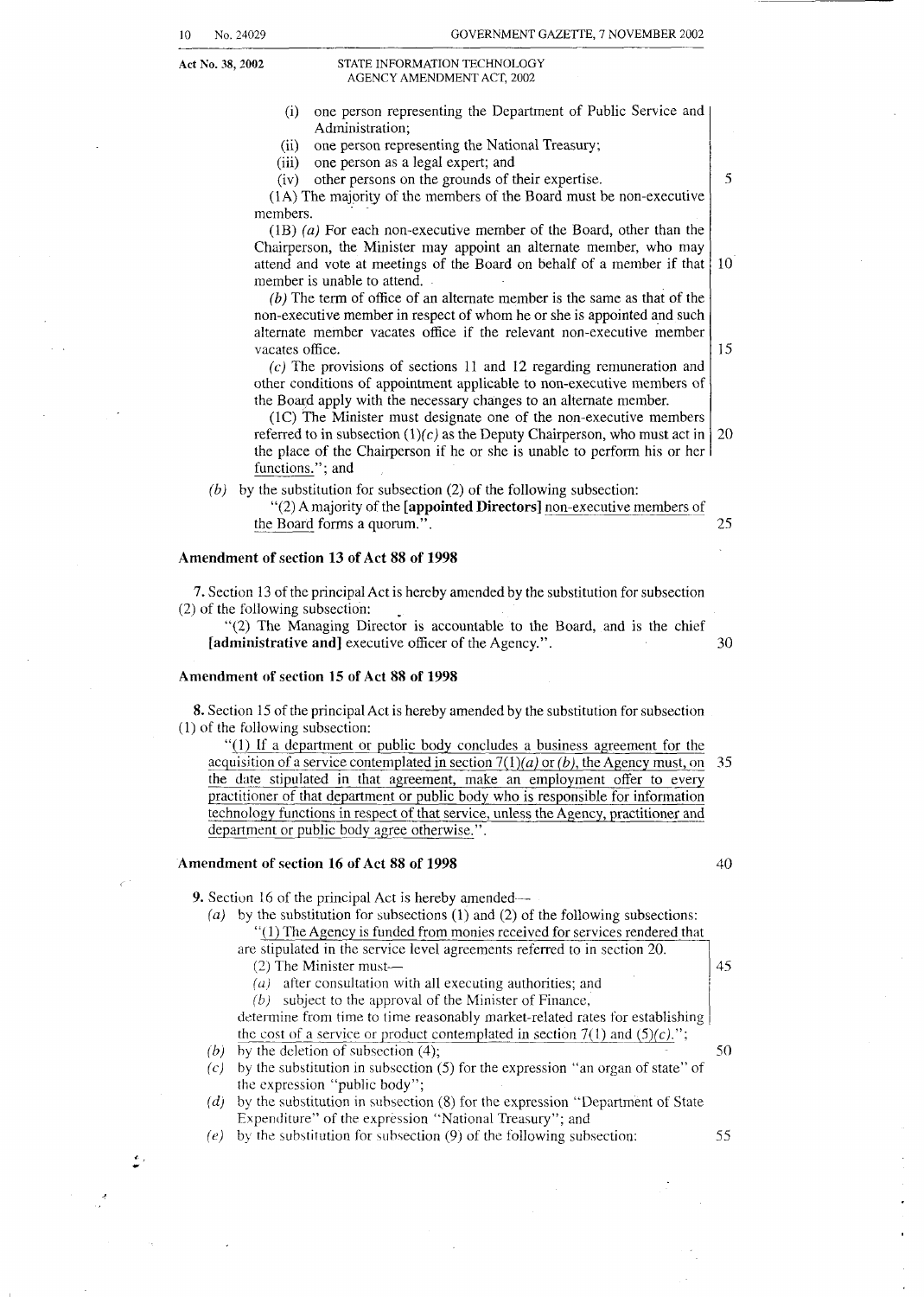(i) one person representing the Department of Public Service and Administration;

(ii) one person representing the National Treasury;

(iii) one person as a legal expert; and

(iv) other persons on the grounds of their expertise.

(1A) The majority of the members of the Board must be non-executive members.

(1B) *(a)* For each non-executive member of the Board, other than the Chairperson, the Minister may appoint an alternate member, who may attend and vote at meetings of the Board on behalf of a member if that member is unable to attend.

*(b)* The term of office of an alternate member is the same as that of the non-executive member in respect of whom he or she is appointed and such alternate member vacates office if the relevant non-executive member vacates office.

*(c)* The provisions of sections 11 and 12 regarding remuneration and other conditions of appointment applicable to non-executive members of the Board apply with the necessary changes to an alternate member.

(1C) The Minister must designate one of the non-executive members referred to in subsection (1)*(c)* as the Deputy Chairperson, who must act in the place of the Chairperson if he or she is unable to perform his or her functions."; and

*(b)* by the substitution for subsection (2) of the following subsection:

"(2) A majority of the **[appointed Directors]** non-executive members of the Board forms a quorum.".

### Amendment of section 13 of Act 88 of 1998

**7.** Section 13 of the principal Act is hereby amended by the substitution for subsection (2) of the following subsection:

"(2) The Managing Director is accountable to the Board, and is the chief **[administrative and]** executive officer of the Agency.".

### Amendment of section 15 of Act 88 of 1998

**8.** Section 15 of the principal Act is hereby amended by the substitution for subsection (1) of the following subsection:

"(1) If a department or public body concludes a business agreement for the acquisition of a service contemplated in section 7(1)*(a)* or *(b)*, the Agency must, on the date stipulated in that agreement, make an employment offer to every practitioner of that department or public body who is responsible for information technology functions in respect of that service, unless the Agency, practitioner and department or public body agree otherwise.".

### Amendment of section 16 of Act 88 of 1998

**9.** Section 16 of the principal Act is hereby amended—

*(a)* by the substitution for subsections (1) and (2) of the following subsections:

"(1) The Agency is funded from monies received for services rendered that are stipulated in the service level agreements referred to in section 20.

(2) The Minister must—

*(a)* after consultation with all executing authorities; and

*(b)* subject to the approval of the Minister of Finance,

determine from time to time reasonably market-related rates for establishing the cost of a service or product contemplated in section 7(1) and (5)*(c)*.";

*(b)* by the deletion of subsection (4);

*(c)* by the substitution in subsection (5) for the expression "an organ of state" of the expression "public body";

*(d)* by the substitution in subsection (8) for the expression "Department of State Expenditure" of the expression "National Treasury"; and

*(e)* by the substitution for subsection (9) of the following subsection: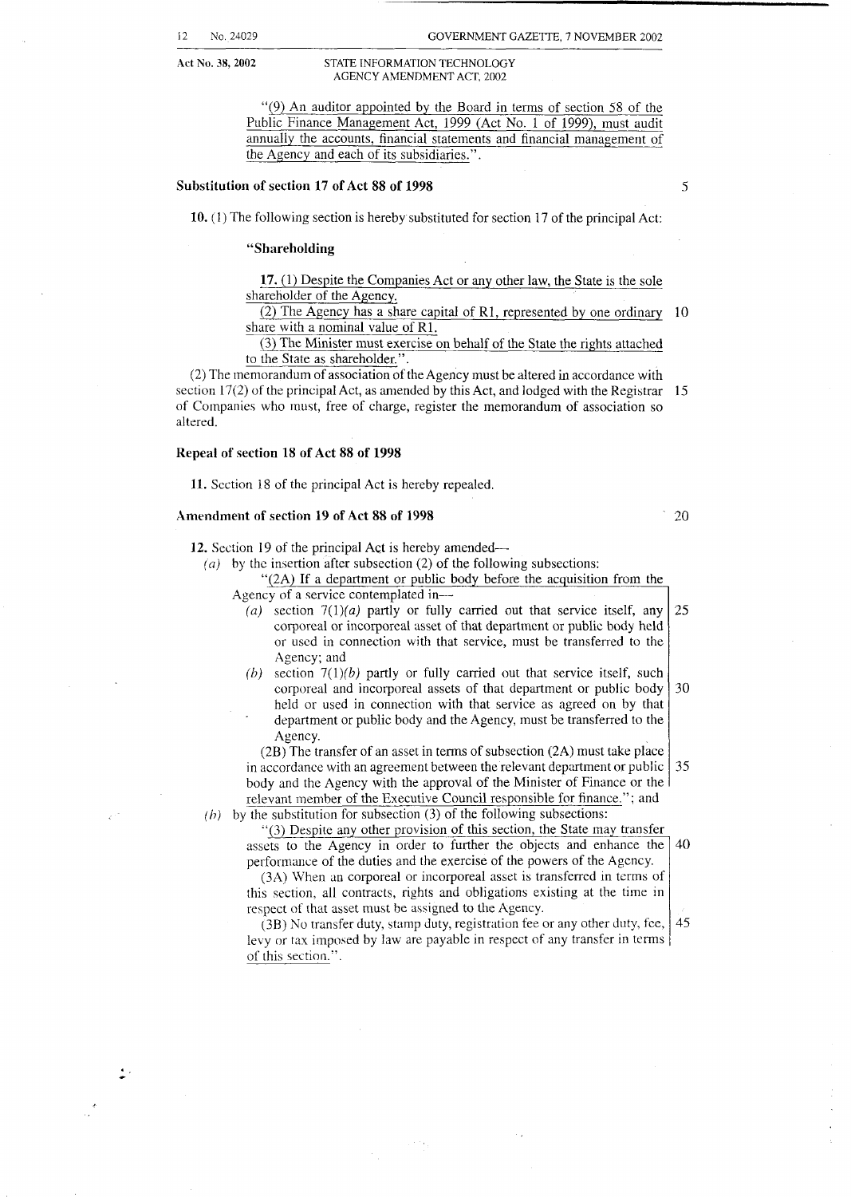"(9) An auditor appointed by the Board in terms of section 58 of the Public Finance Management Act, 1999 (Act No. 1 of 1999), must audit annually the accounts, financial statements and financial management of the Agency and each of its subsidiaries.".

**Substitution of section 17 of Act 88 of 1998**

**10.** (1) The following section is hereby substituted for section 17 of the principal Act:

**"Shareholding**

**17.** (1) Despite the Companies Act or any other law, the State is the sole shareholder of the Agency.

(2) The Agency has a share capital of R1, represented by one ordinary share with a nominal value of R1.

(3) The Minister must exercise on behalf of the State the rights attached to the State as shareholder.".

(2) The memorandum of association of the Agency must be altered in accordance with section 17(2) of the principal Act, as amended by this Act, and lodged with the Registrar of Companies who must, free of charge, register the memorandum of association so altered.

**Repeal of section 18 of Act 88 of 1998**

**11.** Section 18 of the principal Act is hereby repealed.

**Amendment of section 19 of Act 88 of 1998**

**12.** Section 19 of the principal Act is hereby amended—

*(a)* by the insertion after subsection (2) of the following subsections:

"(2A) If a department or public body before the acquisition from the Agency of a service contemplated in—

*(a)* section 7(1)*(a)* partly or fully carried out that service itself, any corporeal or incorporeal asset of that department or public body held or used in connection with that service, must be transferred to the Agency; and

*(b)* section 7(1)*(b)* partly or fully carried out that service itself, such corporeal and incorporeal assets of that department or public body held or used in connection with that service as agreed on by that department or public body and the Agency, must be transferred to the Agency.

(2B) The transfer of an asset in terms of subsection (2A) must take place in accordance with an agreement between the relevant department or public body and the Agency with the approval of the Minister of Finance or the relevant member of the Executive Council responsible for finance."; and

*(b)* by the substitution for subsection (3) of the following subsections:

"(3) Despite any other provision of this section, the State may transfer assets to the Agency in order to further the objects and enhance the performance of the duties and the exercise of the powers of the Agency.

(3A) When an corporeal or incorporeal asset is transferred in terms of this section, all contracts, rights and obligations existing at the time in respect of that asset must be assigned to the Agency.

(3B) No transfer duty, stamp duty, registration fee or any other duty, fee, levy or tax imposed by law are payable in respect of any transfer in terms of this section.".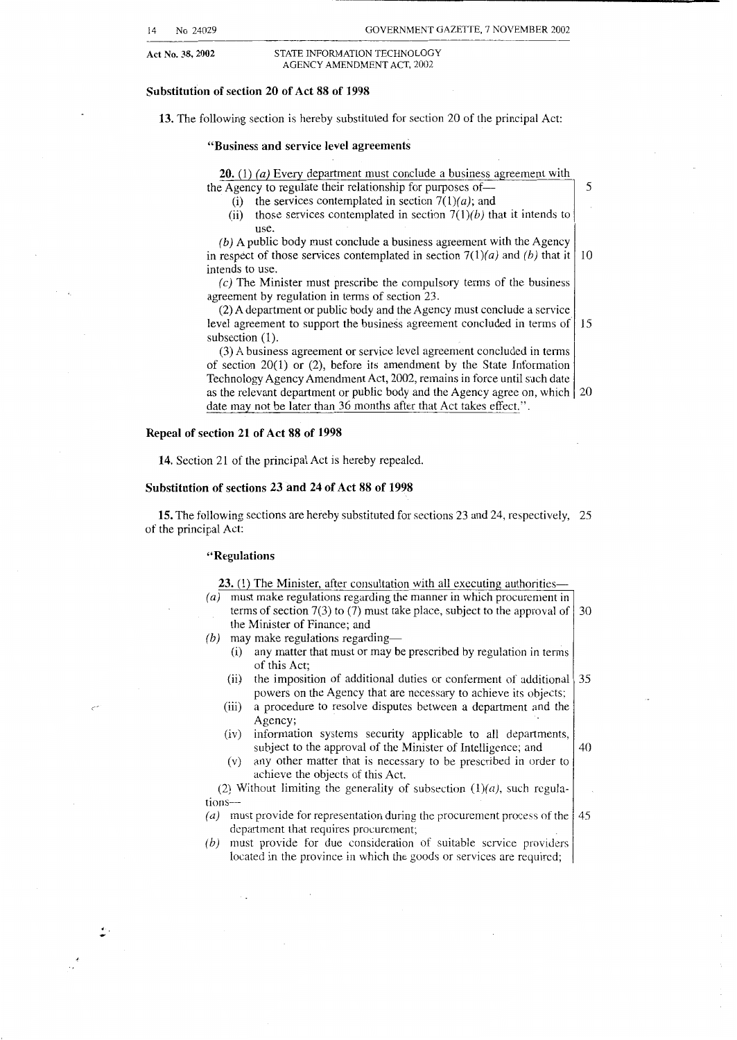**Substitution of section 20 of Act 88 of 1998**

**13.** The following section is hereby substituted for section 20 of the principal Act:

**"Business and service level agreements**

**20.** (1) *(a)* Every department must conclude a business agreement with the Agency to regulate their relationship for purposes of—

(i) the services contemplated in section 7(1)*(a)*; and

(ii) those services contemplated in section 7(1)*(b)* that it intends to use.

*(b)* A public body must conclude a business agreement with the Agency in respect of those services contemplated in section 7(1)*(a)* and *(b)* that it intends to use.

*(c)* The Minister must prescribe the compulsory terms of the business agreement by regulation in terms of section 23.

(2) A department or public body and the Agency must conclude a service level agreement to support the business agreement concluded in terms of subsection (1).

(3) A business agreement or service level agreement concluded in terms of section 20(1) or (2), before its amendment by the State Information Technology Agency Amendment Act, 2002, remains in force until such date as the relevant department or public body and the Agency agree on, which date may not be later than 36 months after that Act takes effect.".

**Repeal of section 21 of Act 88 of 1998**

**14.** Section 21 of the principal Act is hereby repealed.

**Substitution of sections 23 and 24 of Act 88 of 1998**

**15.** The following sections are hereby substituted for sections 23 and 24, respectively, of the principal Act:

**"Regulations**

**23.** (1) The Minister, after consultation with all executing authorities—

*(a)* must make regulations regarding the manner in which procurement in terms of section 7(3) to (7) must take place, subject to the approval of the Minister of Finance; and

*(b)* may make regulations regarding—

(i) any matter that must or may be prescribed by regulation in terms of this Act;

(ii) the imposition of additional duties or conferment of additional powers on the Agency that are necessary to achieve its objects;

(iii) a procedure to resolve disputes between a department and the Agency;

(iv) information systems security applicable to all departments, subject to the approval of the Minister of Intelligence; and

(v) any other matter that is necessary to be prescribed in order to achieve the objects of this Act.

(2) Without limiting the generality of subsection (1)*(a)*, such regulations—

*(a)* must provide for representation during the procurement process of the department that requires procurement;

*(b)* must provide for due consideration of suitable service providers located in the province in which the goods or services are required;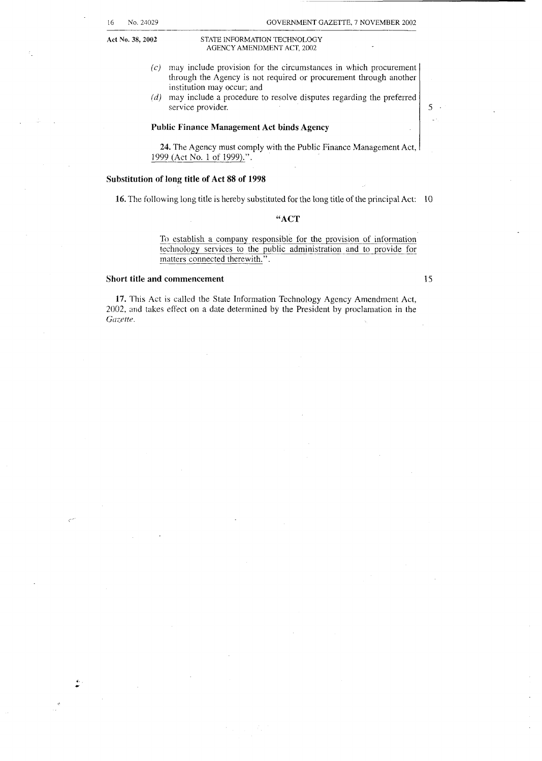(c) may include provision for the circumstances in which procurement through the Agency is not required or procurement through another institution may occur; and

(d) may include a procedure to resolve disputes regarding the preferred service provider.

**Public Finance Management Act binds Agency**

**24.** The Agency must comply with the Public Finance Management Act, 1999 (Act No. 1 of 1999).".

### Substitution of long title of Act 88 of 1998

**16.** The following long title is hereby substituted for the long title of the principal Act:

**"ACT**

To establish a company responsible for the provision of information technology services to the public administration and to provide for matters connected therewith.".

### Short title and commencement

**17.** This Act is called the State Information Technology Agency Amendment Act, 2002, and takes effect on a date determined by the President by proclamation in the *Gazette*.